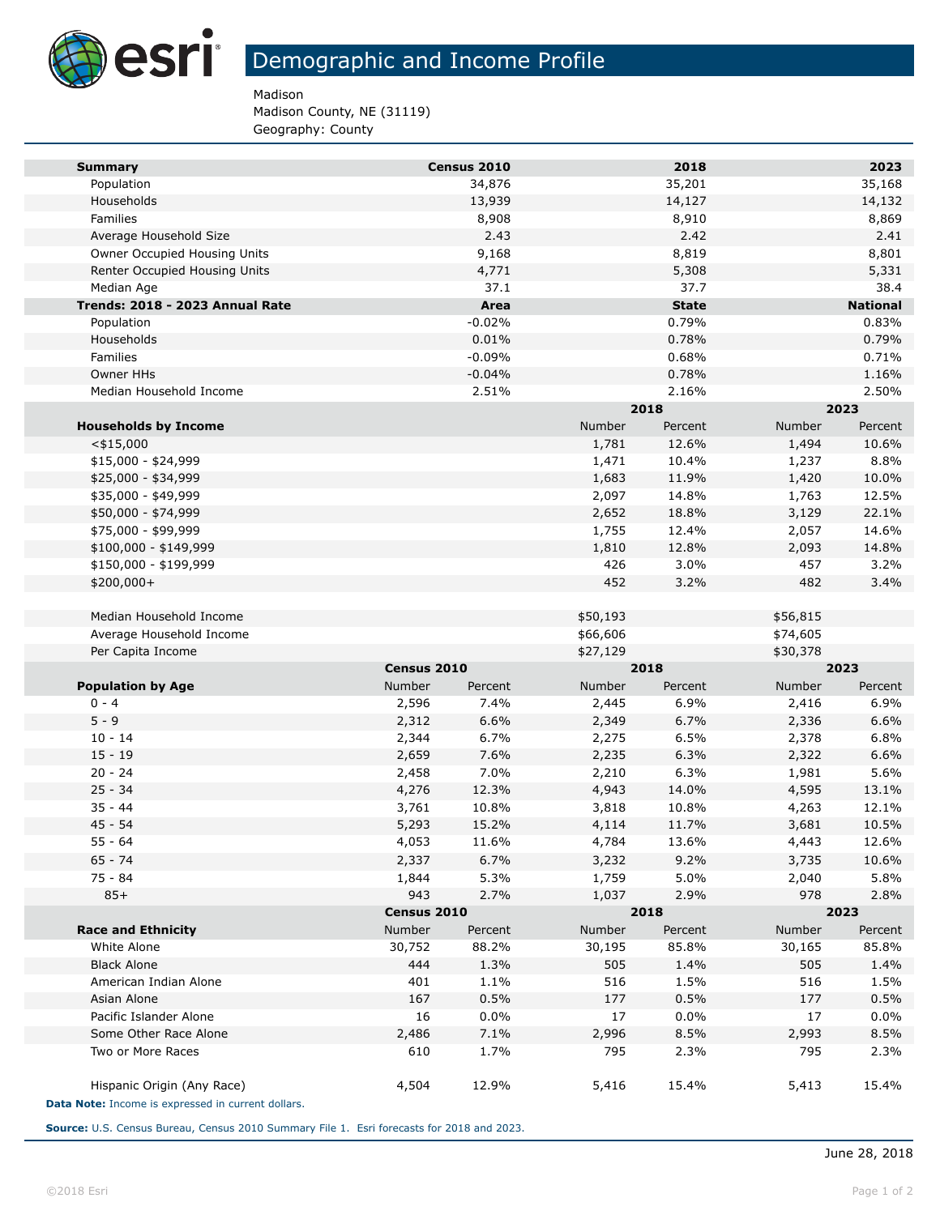# Demographic and Income Profile

Madison
Madison County, NE (31119)
Geography: County

| Summary | Census 2010 | 2018 | 2023 |
|---|---|---|---|
| Population | 34,876 | 35,201 | 35,168 |
| Households | 13,939 | 14,127 | 14,132 |
| Families | 8,908 | 8,910 | 8,869 |
| Average Household Size | 2.43 | 2.42 | 2.41 |
| Owner Occupied Housing Units | 9,168 | 8,819 | 8,801 |
| Renter Occupied Housing Units | 4,771 | 5,308 | 5,331 |
| Median Age | 37.1 | 37.7 | 38.4 |
| **Trends: 2018 - 2023 Annual Rate** | **Area** | **State** | **National** |
| Population | -0.02% | 0.79% | 0.83% |
| Households | 0.01% | 0.78% | 0.79% |
| Families | -0.09% | 0.68% | 0.71% |
| Owner HHs | -0.04% | 0.78% | 1.16% |
| Median Household Income | 2.51% | 2.16% | 2.50% |

| | 2018 | | 2023 | |
|---|---|---|---|---|
| **Households by Income** | Number | Percent | Number | Percent |
| <$15,000 | 1,781 | 12.6% | 1,494 | 10.6% |
| $15,000 - $24,999 | 1,471 | 10.4% | 1,237 | 8.8% |
| $25,000 - $34,999 | 1,683 | 11.9% | 1,420 | 10.0% |
| $35,000 - $49,999 | 2,097 | 14.8% | 1,763 | 12.5% |
| $50,000 - $74,999 | 2,652 | 18.8% | 3,129 | 22.1% |
| $75,000 - $99,999 | 1,755 | 12.4% | 2,057 | 14.6% |
| $100,000 - $149,999 | 1,810 | 12.8% | 2,093 | 14.8% |
| $150,000 - $199,999 | 426 | 3.0% | 457 | 3.2% |
| $200,000+ | 452 | 3.2% | 482 | 3.4% |
| | | | | |
| Median Household Income | $50,193 | | $56,815 | |
| Average Household Income | $66,606 | | $74,605 | |
| Per Capita Income | $27,129 | | $30,378 | |

| | Census 2010 | | 2018 | | 2023 | |
|---|---|---|---|---|---|---|
| **Population by Age** | Number | Percent | Number | Percent | Number | Percent |
| 0 - 4 | 2,596 | 7.4% | 2,445 | 6.9% | 2,416 | 6.9% |
| 5 - 9 | 2,312 | 6.6% | 2,349 | 6.7% | 2,336 | 6.6% |
| 10 - 14 | 2,344 | 6.7% | 2,275 | 6.5% | 2,378 | 6.8% |
| 15 - 19 | 2,659 | 7.6% | 2,235 | 6.3% | 2,322 | 6.6% |
| 20 - 24 | 2,458 | 7.0% | 2,210 | 6.3% | 1,981 | 5.6% |
| 25 - 34 | 4,276 | 12.3% | 4,943 | 14.0% | 4,595 | 13.1% |
| 35 - 44 | 3,761 | 10.8% | 3,818 | 10.8% | 4,263 | 12.1% |
| 45 - 54 | 5,293 | 15.2% | 4,114 | 11.7% | 3,681 | 10.5% |
| 55 - 64 | 4,053 | 11.6% | 4,784 | 13.6% | 4,443 | 12.6% |
| 65 - 74 | 2,337 | 6.7% | 3,232 | 9.2% | 3,735 | 10.6% |
| 75 - 84 | 1,844 | 5.3% | 1,759 | 5.0% | 2,040 | 5.8% |
| 85+ | 943 | 2.7% | 1,037 | 2.9% | 978 | 2.8% |

| | Census 2010 | | 2018 | | 2023 | |
|---|---|---|---|---|---|---|
| **Race and Ethnicity** | Number | Percent | Number | Percent | Number | Percent |
| White Alone | 30,752 | 88.2% | 30,195 | 85.8% | 30,165 | 85.8% |
| Black Alone | 444 | 1.3% | 505 | 1.4% | 505 | 1.4% |
| American Indian Alone | 401 | 1.1% | 516 | 1.5% | 516 | 1.5% |
| Asian Alone | 167 | 0.5% | 177 | 0.5% | 177 | 0.5% |
| Pacific Islander Alone | 16 | 0.0% | 17 | 0.0% | 17 | 0.0% |
| Some Other Race Alone | 2,486 | 7.1% | 2,996 | 8.5% | 2,993 | 8.5% |
| Two or More Races | 610 | 1.7% | 795 | 2.3% | 795 | 2.3% |
| | | | | | | |
| Hispanic Origin (Any Race) | 4,504 | 12.9% | 5,416 | 15.4% | 5,413 | 15.4% |

**Data Note:** Income is expressed in current dollars.

**Source:** U.S. Census Bureau, Census 2010 Summary File 1. Esri forecasts for 2018 and 2023.

June 28, 2018

©2018 Esri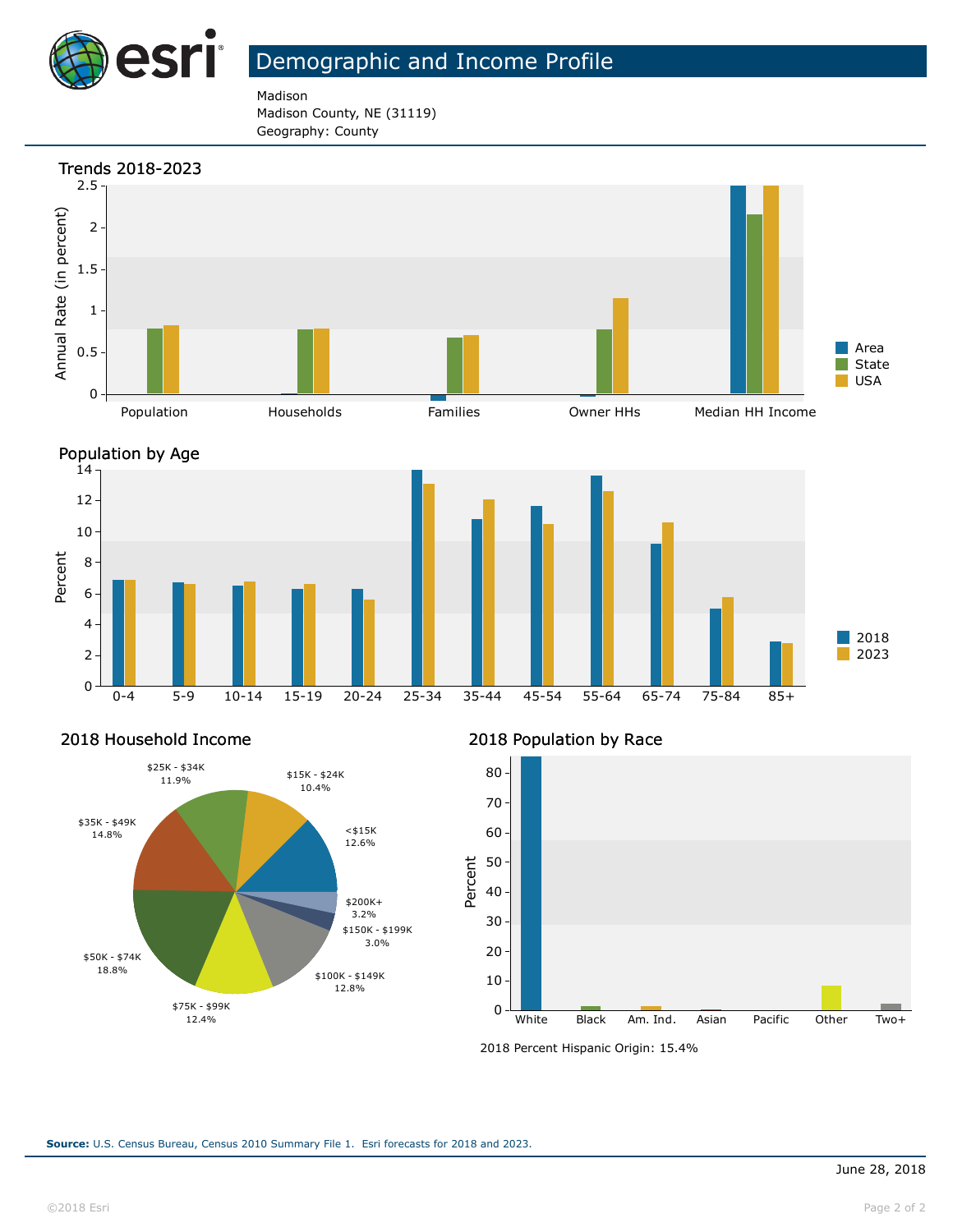# Demographic and Income Profile

Madison
Madison County, NE (31119)
Geography: County

## Trends 2018-2023

Annual Rate (in percent)

2.5
2
1.5
1
0.5
0

Population
Households
Families
Owner HHs
Median HH Income

Area
State
USA

## Population by Age

Percent

14
12
10
8
6
4
2
0

0-4
5-9
10-14
15-19
20-24
25-34
35-44
45-54
55-64
65-74
75-84
85+

2018
2023

## 2018 Household Income

$25K - $34K
11.9%

$15K - $24K
10.4%

$35K - $49K
14.8%

<$15K
12.6%

$200K+
3.2%

$150K - $199K
3.0%

$50K - $74K
18.8%

$100K - $149K
12.8%

$75K - $99K
12.4%

## 2018 Population by Race

Percent

80
70
60
50
40
30
20
10
0

White
Black
Am. Ind.
Asian
Pacific
Other
Two+

2018 Percent Hispanic Origin: 15.4%

**Source:** U.S. Census Bureau, Census 2010 Summary File 1. Esri forecasts for 2018 and 2023.

June 28, 2018

©2018 Esri